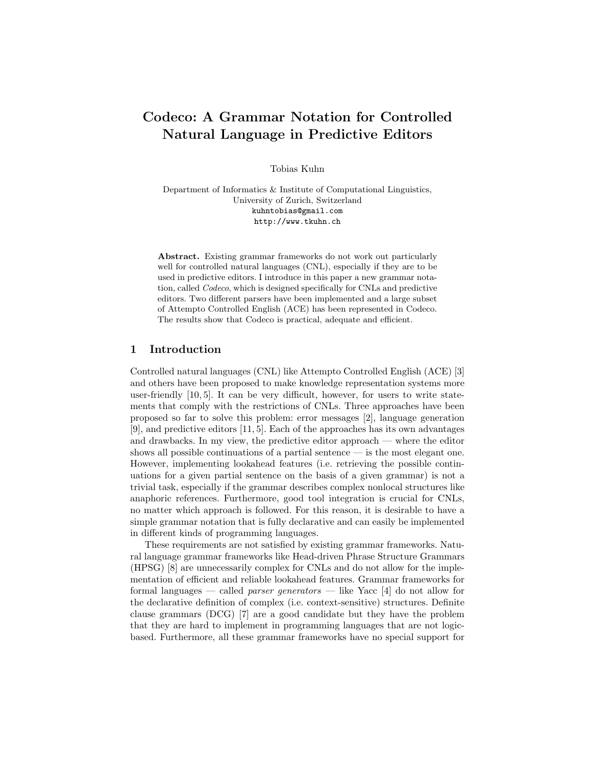# Codeco: A Grammar Notation for Controlled Natural Language in Predictive Editors

Tobias Kuhn

Department of Informatics & Institute of Computational Linguistics,
University of Zurich, Switzerland
kuhntobias@gmail.com
http://www.tkuhn.ch

**Abstract.** Existing grammar frameworks do not work out particularly well for controlled natural languages (CNL), especially if they are to be used in predictive editors. I introduce in this paper a new grammar notation, called *Codeco*, which is designed specifically for CNLs and predictive editors. Two different parsers have been implemented and a large subset of Attempto Controlled English (ACE) has been represented in Codeco. The results show that Codeco is practical, adequate and efficient.

## 1 Introduction

Controlled natural languages (CNL) like Attempto Controlled English (ACE) [3] and others have been proposed to make knowledge representation systems more user-friendly [10, 5]. It can be very difficult, however, for users to write statements that comply with the restrictions of CNLs. Three approaches have been proposed so far to solve this problem: error messages [2], language generation [9], and predictive editors [11, 5]. Each of the approaches has its own advantages and drawbacks. In my view, the predictive editor approach — where the editor shows all possible continuations of a partial sentence — is the most elegant one. However, implementing lookahead features (i.e. retrieving the possible continuations for a given partial sentence on the basis of a given grammar) is not a trivial task, especially if the grammar describes complex nonlocal structures like anaphoric references. Furthermore, good tool integration is crucial for CNLs, no matter which approach is followed. For this reason, it is desirable to have a simple grammar notation that is fully declarative and can easily be implemented in different kinds of programming languages.

These requirements are not satisfied by existing grammar frameworks. Natural language grammar frameworks like Head-driven Phrase Structure Grammars (HPSG) [8] are unnecessarily complex for CNLs and do not allow for the implementation of efficient and reliable lookahead features. Grammar frameworks for formal languages — called *parser generators* — like Yacc [4] do not allow for the declarative definition of complex (i.e. context-sensitive) structures. Definite clause grammars (DCG) [7] are a good candidate but they have the problem that they are hard to implement in programming languages that are not logic-based. Furthermore, all these grammar frameworks have no special support for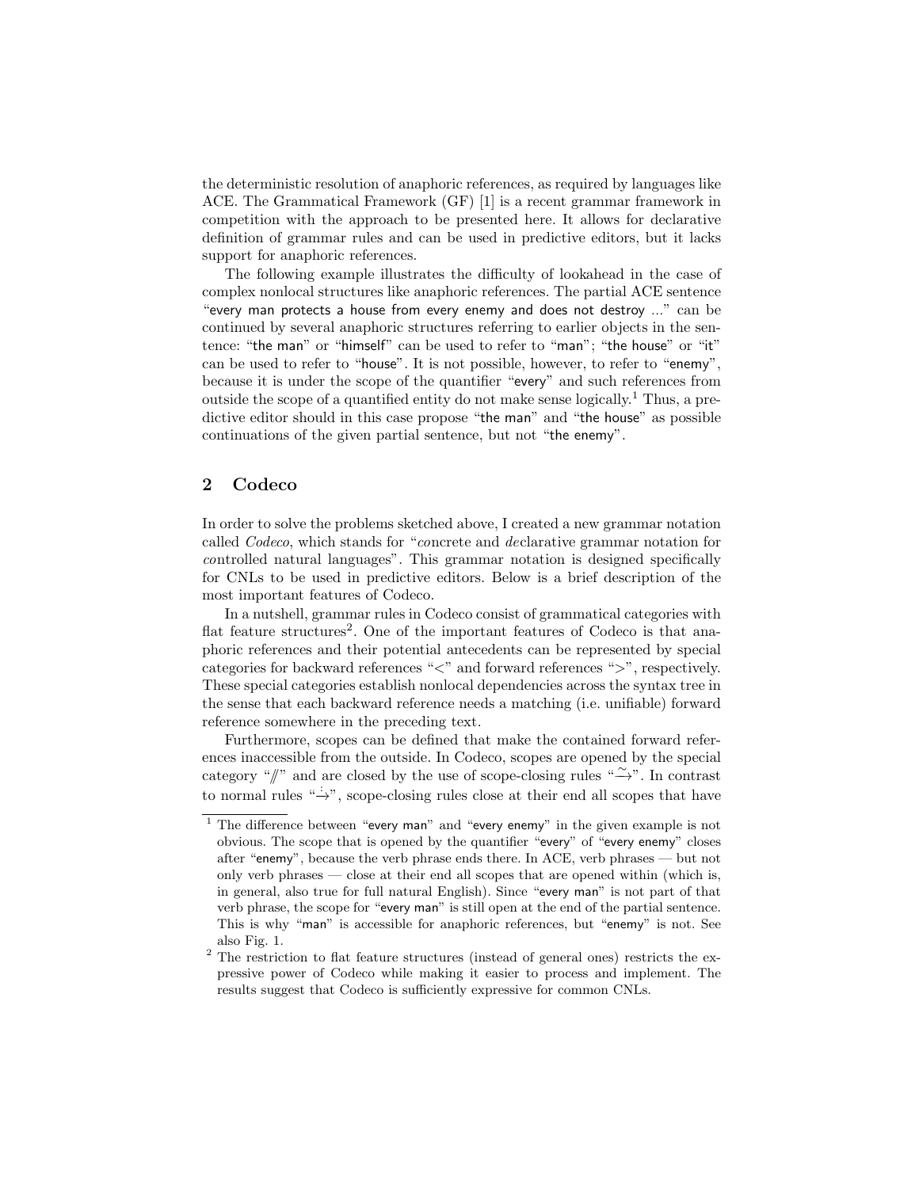the deterministic resolution of anaphoric references, as required by languages like ACE. The Grammatical Framework (GF) [1] is a recent grammar framework in competition with the approach to be presented here. It allows for declarative definition of grammar rules and can be used in predictive editors, but it lacks support for anaphoric references.

The following example illustrates the difficulty of lookahead in the case of complex nonlocal structures like anaphoric references. The partial ACE sentence "every man protects a house from every enemy and does not destroy ..." can be continued by several anaphoric structures referring to earlier objects in the sentence: "the man" or "himself" can be used to refer to "man"; "the house" or "it" can be used to refer to "house". It is not possible, however, to refer to "enemy", because it is under the scope of the quantifier "every" and such references from outside the scope of a quantified entity do not make sense logically.[1] Thus, a predictive editor should in this case propose "the man" and "the house" as possible continuations of the given partial sentence, but not "the enemy".

## 2 Codeco

In order to solve the problems sketched above, I created a new grammar notation called *Codeco*, which stands for "*co*ncrete and *de*clarative grammar notation for *co*ntrolled natural languages". This grammar notation is designed specifically for CNLs to be used in predictive editors. Below is a brief description of the most important features of Codeco.

In a nutshell, grammar rules in Codeco consist of grammatical categories with flat feature structures[2]. One of the important features of Codeco is that anaphoric references and their potential antecedents can be represented by special categories for backward references "<" and forward references ">", respectively. These special categories establish nonlocal dependencies across the syntax tree in the sense that each backward reference needs a matching (i.e. unifiable) forward reference somewhere in the preceding text.

Furthermore, scopes can be defined that make the contained forward references inaccessible from the outside. In Codeco, scopes are opened by the special category "//" and are closed by the use of scope-closing rules "$\xrightarrow{\sim}$". In contrast to normal rules "$\xrightarrow{:}$", scope-closing rules close at their end all scopes that have

[1] The difference between "every man" and "every enemy" in the given example is not obvious. The scope that is opened by the quantifier "every" of "every enemy" closes after "enemy", because the verb phrase ends there. In ACE, verb phrases — but not only verb phrases — close at their end all scopes that are opened within (which is, in general, also true for full natural English). Since "every man" is not part of that verb phrase, the scope for "every man" is still open at the end of the partial sentence. This is why "man" is accessible for anaphoric references, but "enemy" is not. See also Fig. 1.

[2] The restriction to flat feature structures (instead of general ones) restricts the expressive power of Codeco while making it easier to process and implement. The results suggest that Codeco is sufficiently expressive for common CNLs.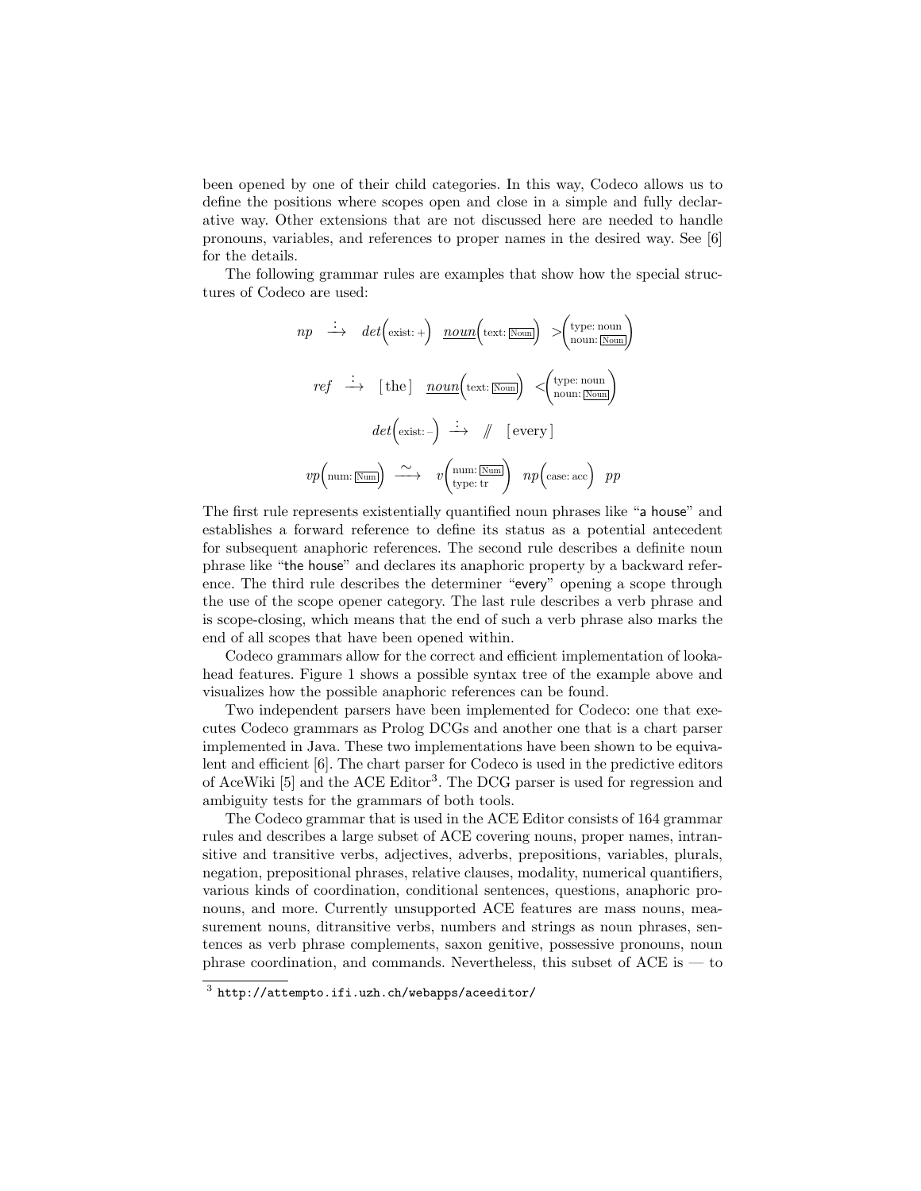been opened by one of their child categories. In this way, Codeco allows us to define the positions where scopes open and close in a simple and fully declarative way. Other extensions that are not discussed here are needed to handle pronouns, variables, and references to proper names in the desired way. See [6] for the details.

The following grammar rules are examples that show how the special structures of Codeco are used:

$$np \;\stackrel{:}{\longrightarrow}\; det\Big(\text{exist: } +\Big) \;\; \underline{noun}\Big(\text{text: } \boxed{\text{Noun}}\Big) \;\; >\!\begin{pmatrix}\text{type: noun}\\ \text{noun: } \boxed{\text{Noun}}\end{pmatrix}$$

$$ref \;\stackrel{:}{\longrightarrow}\; [\,\text{the}\,] \;\; \underline{noun}\Big(\text{text: } \boxed{\text{Noun}}\Big) \;\; <\!\begin{pmatrix}\text{type: noun}\\ \text{noun: } \boxed{\text{Noun}}\end{pmatrix}$$

$$det\Big(\text{exist: } -\Big) \;\stackrel{:}{\longrightarrow}\; /\!\!/ \;\; [\,\text{every}\,]$$

$$vp\Big(\text{num: } \boxed{\text{Num}}\Big) \;\stackrel{\sim}{\longrightarrow}\; v\begin{pmatrix}\text{num: } \boxed{\text{Num}}\\ \text{type: tr}\end{pmatrix} \;\; np\Big(\text{case: acc}\Big) \;\; pp$$

The first rule represents existentially quantified noun phrases like "a house" and establishes a forward reference to define its status as a potential antecedent for subsequent anaphoric references. The second rule describes a definite noun phrase like "the house" and declares its anaphoric property by a backward reference. The third rule describes the determiner "every" opening a scope through the use of the scope opener category. The last rule describes a verb phrase and is scope-closing, which means that the end of such a verb phrase also marks the end of all scopes that have been opened within.

Codeco grammars allow for the correct and efficient implementation of lookahead features. Figure 1 shows a possible syntax tree of the example above and visualizes how the possible anaphoric references can be found.

Two independent parsers have been implemented for Codeco: one that executes Codeco grammars as Prolog DCGs and another one that is a chart parser implemented in Java. These two implementations have been shown to be equivalent and efficient [6]. The chart parser for Codeco is used in the predictive editors of AceWiki [5] and the ACE Editor[3]. The DCG parser is used for regression and ambiguity tests for the grammars of both tools.

The Codeco grammar that is used in the ACE Editor consists of 164 grammar rules and describes a large subset of ACE covering nouns, proper names, intransitive and transitive verbs, adjectives, adverbs, prepositions, variables, plurals, negation, prepositional phrases, relative clauses, modality, numerical quantifiers, various kinds of coordination, conditional sentences, questions, anaphoric pronouns, and more. Currently unsupported ACE features are mass nouns, measurement nouns, ditransitive verbs, numbers and strings as noun phrases, sentences as verb phrase complements, saxon genitive, possessive pronouns, noun phrase coordination, and commands. Nevertheless, this subset of ACE is — to

[3] http://attempto.ifi.uzh.ch/webapps/aceeditor/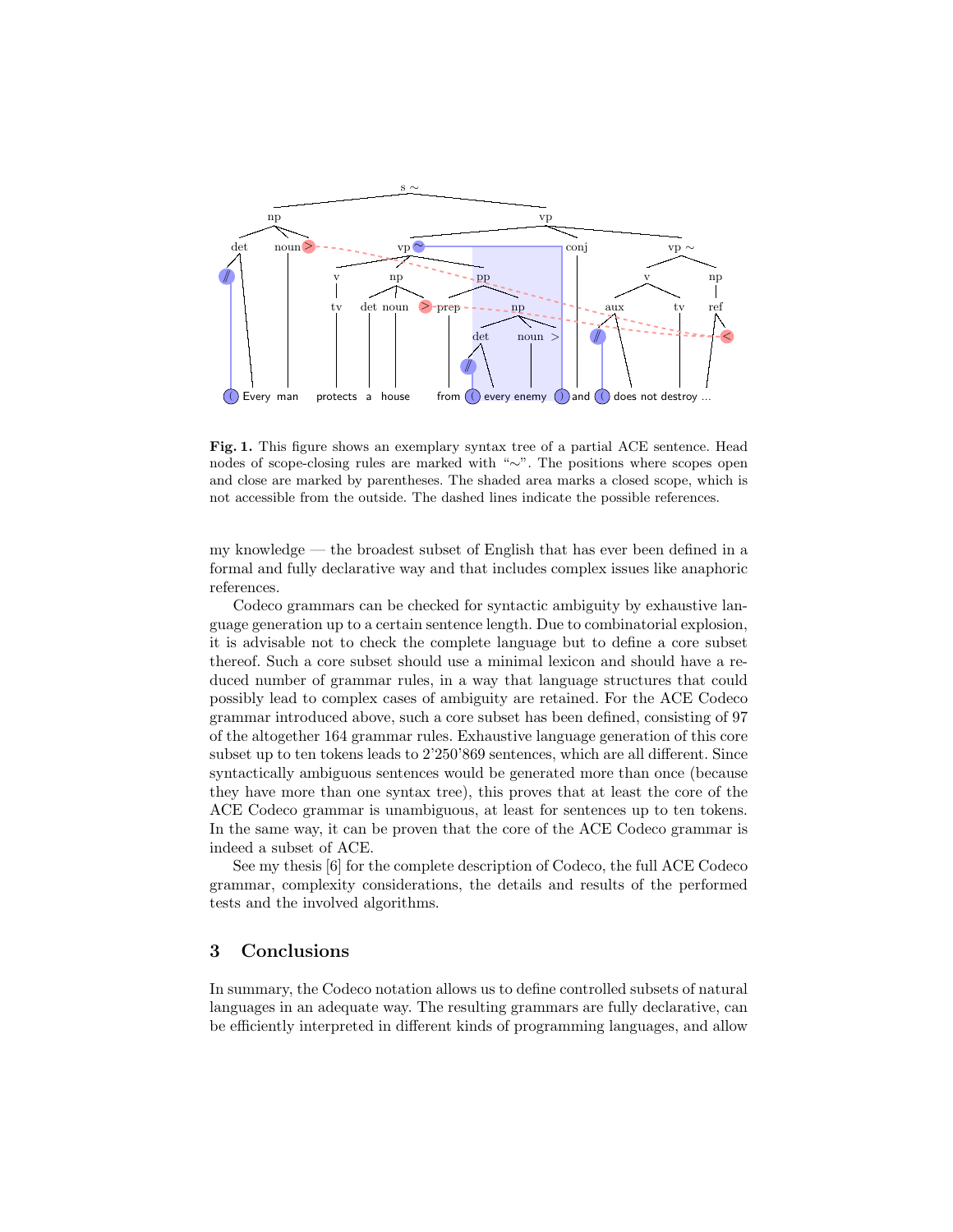**Fig. 1.** This figure shows an exemplary syntax tree of a partial ACE sentence. Head nodes of scope-closing rules are marked with "∼". The positions where scopes open and close are marked by parentheses. The shaded area marks a closed scope, which is not accessible from the outside. The dashed lines indicate the possible references.

my knowledge — the broadest subset of English that has ever been defined in a formal and fully declarative way and that includes complex issues like anaphoric references.

Codeco grammars can be checked for syntactic ambiguity by exhaustive language generation up to a certain sentence length. Due to combinatorial explosion, it is advisable not to check the complete language but to define a core subset thereof. Such a core subset should use a minimal lexicon and should have a reduced number of grammar rules, in a way that language structures that could possibly lead to complex cases of ambiguity are retained. For the ACE Codeco grammar introduced above, such a core subset has been defined, consisting of 97 of the altogether 164 grammar rules. Exhaustive language generation of this core subset up to ten tokens leads to 2'250'869 sentences, which are all different. Since syntactically ambiguous sentences would be generated more than once (because they have more than one syntax tree), this proves that at least the core of the ACE Codeco grammar is unambiguous, at least for sentences up to ten tokens. In the same way, it can be proven that the core of the ACE Codeco grammar is indeed a subset of ACE.

See my thesis [6] for the complete description of Codeco, the full ACE Codeco grammar, complexity considerations, the details and results of the performed tests and the involved algorithms.

## 3 Conclusions

In summary, the Codeco notation allows us to define controlled subsets of natural languages in an adequate way. The resulting grammars are fully declarative, can be efficiently interpreted in different kinds of programming languages, and allow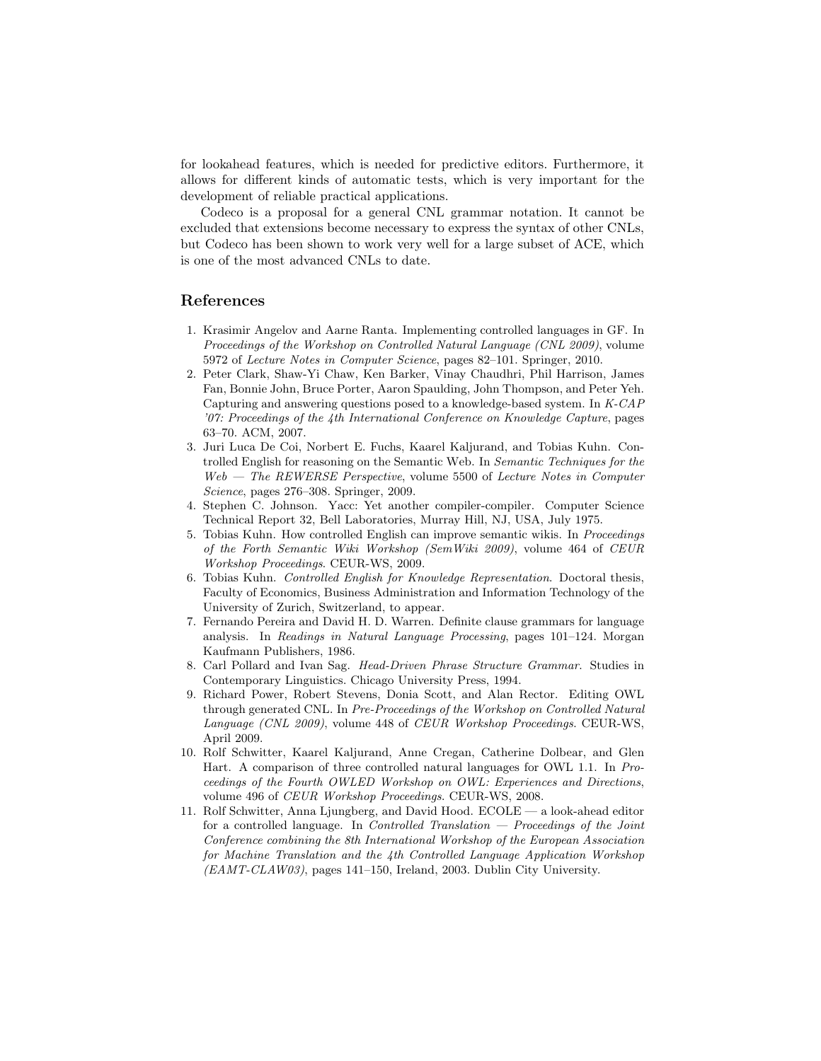for lookahead features, which is needed for predictive editors. Furthermore, it allows for different kinds of automatic tests, which is very important for the development of reliable practical applications.

Codeco is a proposal for a general CNL grammar notation. It cannot be excluded that extensions become necessary to express the syntax of other CNLs, but Codeco has been shown to work very well for a large subset of ACE, which is one of the most advanced CNLs to date.

## References

1. Krasimir Angelov and Aarne Ranta. Implementing controlled languages in GF. In *Proceedings of the Workshop on Controlled Natural Language (CNL 2009)*, volume 5972 of *Lecture Notes in Computer Science*, pages 82–101. Springer, 2010.
2. Peter Clark, Shaw-Yi Chaw, Ken Barker, Vinay Chaudhri, Phil Harrison, James Fan, Bonnie John, Bruce Porter, Aaron Spaulding, John Thompson, and Peter Yeh. Capturing and answering questions posed to a knowledge-based system. In *K-CAP '07: Proceedings of the 4th International Conference on Knowledge Capture*, pages 63–70. ACM, 2007.
3. Juri Luca De Coi, Norbert E. Fuchs, Kaarel Kaljurand, and Tobias Kuhn. Controlled English for reasoning on the Semantic Web. In *Semantic Techniques for the Web — The REWERSE Perspective*, volume 5500 of *Lecture Notes in Computer Science*, pages 276–308. Springer, 2009.
4. Stephen C. Johnson. Yacc: Yet another compiler-compiler. Computer Science Technical Report 32, Bell Laboratories, Murray Hill, NJ, USA, July 1975.
5. Tobias Kuhn. How controlled English can improve semantic wikis. In *Proceedings of the Forth Semantic Wiki Workshop (SemWiki 2009)*, volume 464 of *CEUR Workshop Proceedings*. CEUR-WS, 2009.
6. Tobias Kuhn. *Controlled English for Knowledge Representation*. Doctoral thesis, Faculty of Economics, Business Administration and Information Technology of the University of Zurich, Switzerland, to appear.
7. Fernando Pereira and David H. D. Warren. Definite clause grammars for language analysis. In *Readings in Natural Language Processing*, pages 101–124. Morgan Kaufmann Publishers, 1986.
8. Carl Pollard and Ivan Sag. *Head-Driven Phrase Structure Grammar*. Studies in Contemporary Linguistics. Chicago University Press, 1994.
9. Richard Power, Robert Stevens, Donia Scott, and Alan Rector. Editing OWL through generated CNL. In *Pre-Proceedings of the Workshop on Controlled Natural Language (CNL 2009)*, volume 448 of *CEUR Workshop Proceedings*. CEUR-WS, April 2009.
10. Rolf Schwitter, Kaarel Kaljurand, Anne Cregan, Catherine Dolbear, and Glen Hart. A comparison of three controlled natural languages for OWL 1.1. In *Proceedings of the Fourth OWLED Workshop on OWL: Experiences and Directions*, volume 496 of *CEUR Workshop Proceedings*. CEUR-WS, 2008.
11. Rolf Schwitter, Anna Ljungberg, and David Hood. ECOLE — a look-ahead editor for a controlled language. In *Controlled Translation — Proceedings of the Joint Conference combining the 8th International Workshop of the European Association for Machine Translation and the 4th Controlled Language Application Workshop (EAMT-CLAW03)*, pages 141–150, Ireland, 2003. Dublin City University.